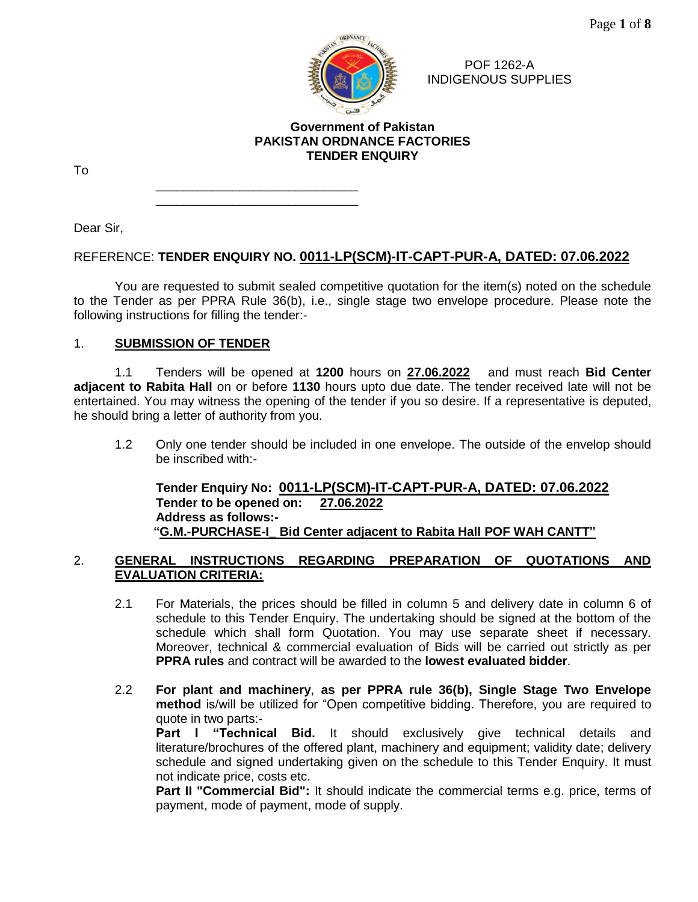POF 1262-A
INDIGENOUS SUPPLIES

**Government of Pakistan**
**PAKISTAN ORDNANCE FACTORIES**
**TENDER ENQUIRY**

To

\_\_\_\_\_\_\_\_\_\_\_\_\_\_\_\_\_\_\_\_\_\_\_\_\_\_\_\_\_\_
\_\_\_\_\_\_\_\_\_\_\_\_\_\_\_\_\_\_\_\_\_\_\_\_\_\_\_\_\_\_

Dear Sir,

REFERENCE: **TENDER ENQUIRY NO. 0011-LP(SCM)-IT-CAPT-PUR-A, DATED: 07.06.2022**

You are requested to submit sealed competitive quotation for the item(s) noted on the schedule to the Tender as per PPRA Rule 36(b), i.e., single stage two envelope procedure. Please note the following instructions for filling the tender:-

1. **SUBMISSION OF TENDER**

1.1 Tenders will be opened at **1200** hours on **27.06.2022** and must reach **Bid Center adjacent to Rabita Hall** on or before **1130** hours upto due date. The tender received late will not be entertained. You may witness the opening of the tender if you so desire. If a representative is deputed, he should bring a letter of authority from you.

1.2 Only one tender should be included in one envelope. The outside of the envelop should be inscribed with:-

**Tender Enquiry No: 0011-LP(SCM)-IT-CAPT-PUR-A, DATED: 07.06.2022**
**Tender to be opened on: 27.06.2022**
**Address as follows:-**
**"G.M.-PURCHASE-I_ Bid Center adjacent to Rabita Hall POF WAH CANTT"**

2. **GENERAL INSTRUCTIONS REGARDING PREPARATION OF QUOTATIONS AND EVALUATION CRITERIA:**

2.1 For Materials, the prices should be filled in column 5 and delivery date in column 6 of schedule to this Tender Enquiry. The undertaking should be signed at the bottom of the schedule which shall form Quotation. You may use separate sheet if necessary. Moreover, technical & commercial evaluation of Bids will be carried out strictly as per **PPRA rules** and contract will be awarded to the **lowest evaluated bidder**.

2.2 **For plant and machinery**, **as per PPRA rule 36(b), Single Stage Two Envelope method** is/will be utilized for "Open competitive bidding. Therefore, you are required to quote in two parts:-
**Part I "Technical Bid.** It should exclusively give technical details and literature/brochures of the offered plant, machinery and equipment; validity date; delivery schedule and signed undertaking given on the schedule to this Tender Enquiry. It must not indicate price, costs etc.
**Part II "Commercial Bid":** It should indicate the commercial terms e.g. price, terms of payment, mode of payment, mode of supply.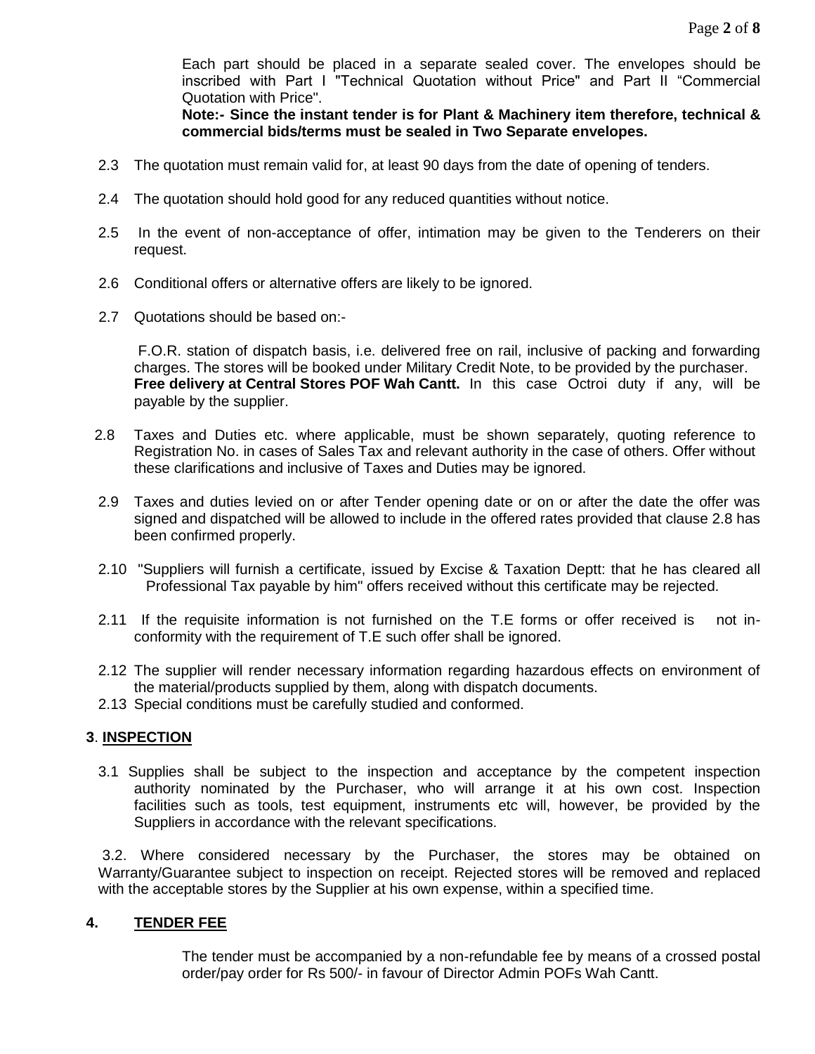Each part should be placed in a separate sealed cover. The envelopes should be inscribed with Part I "Technical Quotation without Price" and Part II "Commercial Quotation with Price".

**Note:- Since the instant tender is for Plant & Machinery item therefore, technical & commercial bids/terms must be sealed in Two Separate envelopes.**

2.3 The quotation must remain valid for, at least 90 days from the date of opening of tenders.

2.4 The quotation should hold good for any reduced quantities without notice.

2.5 In the event of non-acceptance of offer, intimation may be given to the Tenderers on their request.

2.6 Conditional offers or alternative offers are likely to be ignored.

2.7 Quotations should be based on:-

F.O.R. station of dispatch basis, i.e. delivered free on rail, inclusive of packing and forwarding charges. The stores will be booked under Military Credit Note, to be provided by the purchaser. **Free delivery at Central Stores POF Wah Cantt.** In this case Octroi duty if any, will be payable by the supplier.

2.8 Taxes and Duties etc. where applicable, must be shown separately, quoting reference to Registration No. in cases of Sales Tax and relevant authority in the case of others. Offer without these clarifications and inclusive of Taxes and Duties may be ignored.

2.9 Taxes and duties levied on or after Tender opening date or on or after the date the offer was signed and dispatched will be allowed to include in the offered rates provided that clause 2.8 has been confirmed properly.

2.10 "Suppliers will furnish a certificate, issued by Excise & Taxation Deptt: that he has cleared all Professional Tax payable by him" offers received without this certificate may be rejected.

2.11 If the requisite information is not furnished on the T.E forms or offer received is not in-conformity with the requirement of T.E such offer shall be ignored.

2.12 The supplier will render necessary information regarding hazardous effects on environment of the material/products supplied by them, along with dispatch documents.

2.13 Special conditions must be carefully studied and conformed.

## 3. INSPECTION

3.1 Supplies shall be subject to the inspection and acceptance by the competent inspection authority nominated by the Purchaser, who will arrange it at his own cost. Inspection facilities such as tools, test equipment, instruments etc will, however, be provided by the Suppliers in accordance with the relevant specifications.

3.2. Where considered necessary by the Purchaser, the stores may be obtained on Warranty/Guarantee subject to inspection on receipt. Rejected stores will be removed and replaced with the acceptable stores by the Supplier at his own expense, within a specified time.

## 4. TENDER FEE

The tender must be accompanied by a non-refundable fee by means of a crossed postal order/pay order for Rs 500/- in favour of Director Admin POFs Wah Cantt.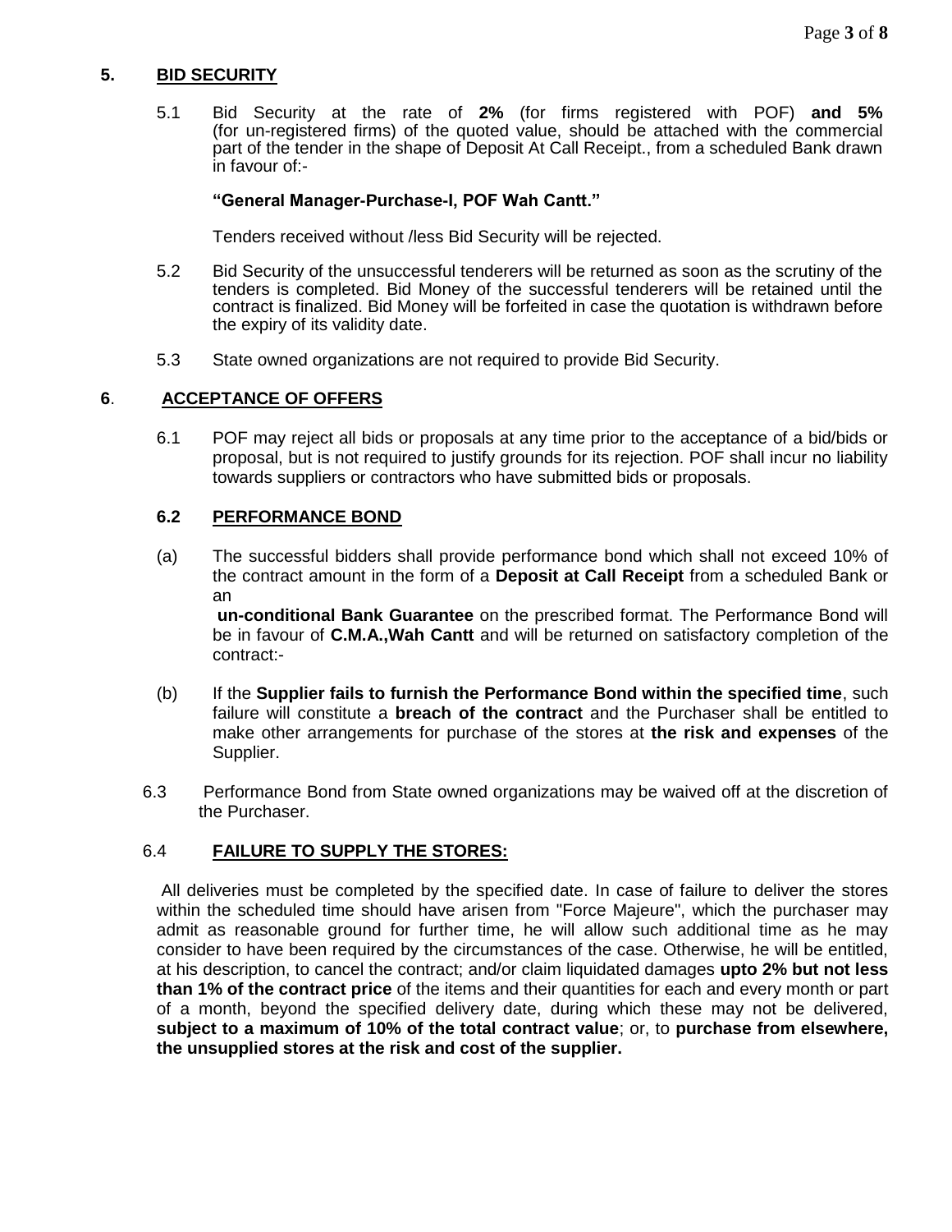## 5. BID SECURITY

5.1 Bid Security at the rate of **2%** (for firms registered with POF) **and 5%** (for un-registered firms) of the quoted value, should be attached with the commercial part of the tender in the shape of Deposit At Call Receipt., from a scheduled Bank drawn in favour of:-

**"General Manager-Purchase-I, POF Wah Cantt."**

Tenders received without /less Bid Security will be rejected.

5.2 Bid Security of the unsuccessful tenderers will be returned as soon as the scrutiny of the tenders is completed. Bid Money of the successful tenderers will be retained until the contract is finalized. Bid Money will be forfeited in case the quotation is withdrawn before the expiry of its validity date.

5.3 State owned organizations are not required to provide Bid Security.

## 6. ACCEPTANCE OF OFFERS

6.1 POF may reject all bids or proposals at any time prior to the acceptance of a bid/bids or proposal, but is not required to justify grounds for its rejection. POF shall incur no liability towards suppliers or contractors who have submitted bids or proposals.

### 6.2 PERFORMANCE BOND

(a) The successful bidders shall provide performance bond which shall not exceed 10% of the contract amount in the form of a **Deposit at Call Receipt** from a scheduled Bank or an **un-conditional Bank Guarantee** on the prescribed format. The Performance Bond will be in favour of **C.M.A.,Wah Cantt** and will be returned on satisfactory completion of the contract:-

(b) If the **Supplier fails to furnish the Performance Bond within the specified time**, such failure will constitute a **breach of the contract** and the Purchaser shall be entitled to make other arrangements for purchase of the stores at **the risk and expenses** of the Supplier.

6.3 Performance Bond from State owned organizations may be waived off at the discretion of the Purchaser.

### 6.4 FAILURE TO SUPPLY THE STORES:

All deliveries must be completed by the specified date. In case of failure to deliver the stores within the scheduled time should have arisen from "Force Majeure", which the purchaser may admit as reasonable ground for further time, he will allow such additional time as he may consider to have been required by the circumstances of the case. Otherwise, he will be entitled, at his description, to cancel the contract; and/or claim liquidated damages **upto 2% but not less than 1% of the contract price** of the items and their quantities for each and every month or part of a month, beyond the specified delivery date, during which these may not be delivered, **subject to a maximum of 10% of the total contract value**; or, to **purchase from elsewhere, the unsupplied stores at the risk and cost of the supplier.**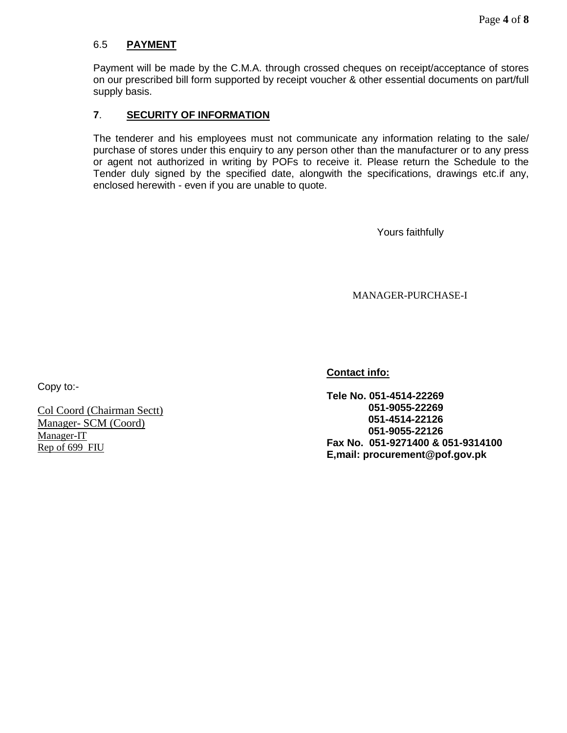### 6.5 **PAYMENT**

Payment will be made by the C.M.A. through crossed cheques on receipt/acceptance of stores on our prescribed bill form supported by receipt voucher & other essential documents on part/full supply basis.

### **7**. **SECURITY OF INFORMATION**

The tenderer and his employees must not communicate any information relating to the sale/ purchase of stores under this enquiry to any person other than the manufacturer or to any press or agent not authorized in writing by POFs to receive it. Please return the Schedule to the Tender duly signed by the specified date, alongwith the specifications, drawings etc.if any, enclosed herewith - even if you are unable to quote.

Yours faithfully

MANAGER-PURCHASE-I

**Contact info:**

**Tele No. 051-4514-22269**
**051-9055-22269**
**051-4514-22126**
**051-9055-22126**
**Fax No. 051-9271400 & 051-9314100**
**E,mail: procurement@pof.gov.pk**

Copy to:-

Col Coord (Chairman Sectt)
Manager- SCM (Coord)
Manager-IT
Rep of 699 FIU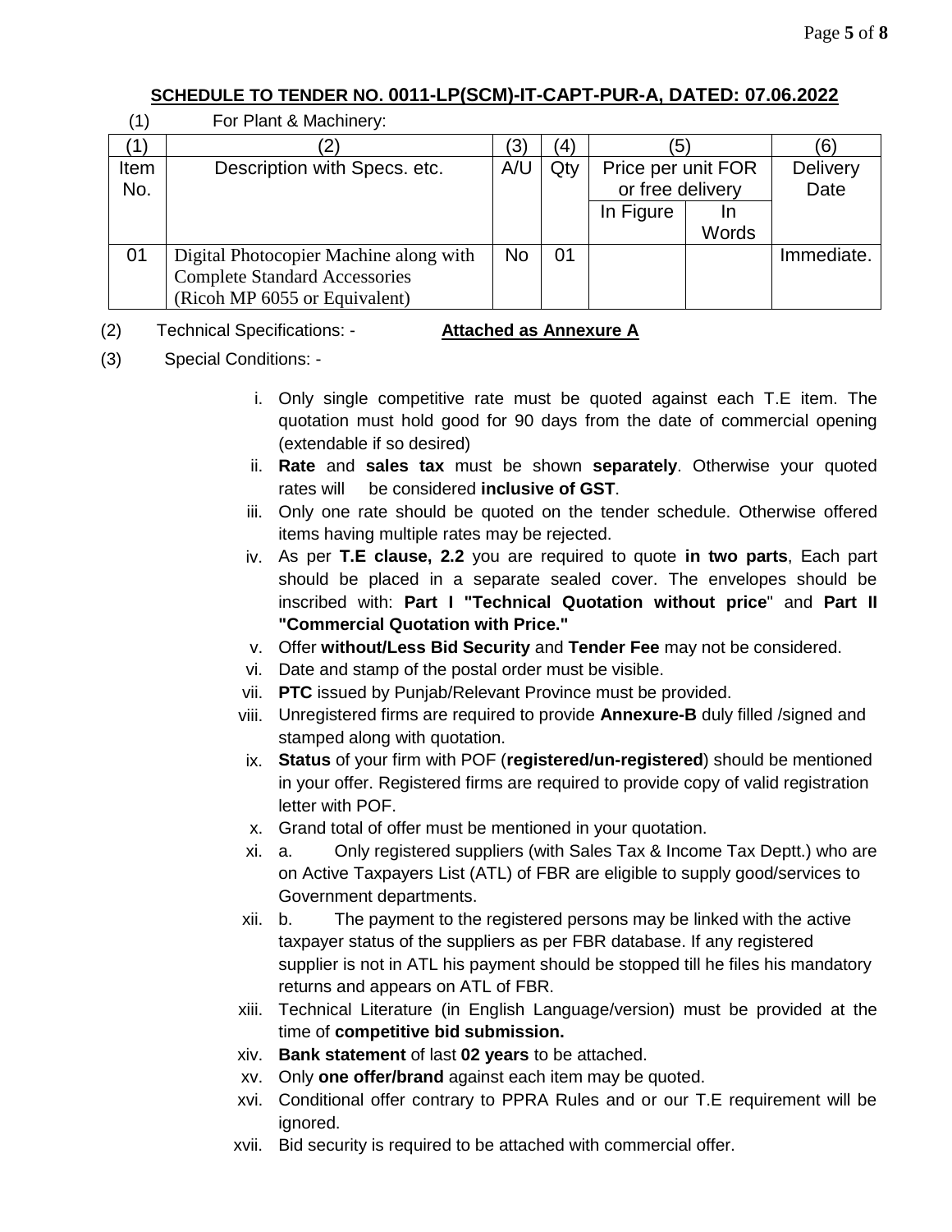## SCHEDULE TO TENDER NO. 0011-LP(SCM)-IT-CAPT-PUR-A, DATED: 07.06.2022

(1) For Plant & Machinery:

| (1) | (2) | (3) | (4) | (5) | | (6) |
|---|---|---|---|---|---|---|
| Item No. | Description with Specs. etc. | A/U | Qty | Price per unit FOR or free delivery | | Delivery Date |
| | | | | In Figure | In Words | |
| 01 | Digital Photocopier Machine along with Complete Standard Accessories (Ricoh MP 6055 or Equivalent) | No | 01 | | | Immediate. |

(2) Technical Specifications: - **Attached as Annexure A**

(3) Special Conditions: -

i. Only single competitive rate must be quoted against each T.E item. The quotation must hold good for 90 days from the date of commercial opening (extendable if so desired)

ii. **Rate** and **sales tax** must be shown **separately**. Otherwise your quoted rates will be considered **inclusive of GST**.

iii. Only one rate should be quoted on the tender schedule. Otherwise offered items having multiple rates may be rejected.

iv. As per **T.E clause, 2.2** you are required to quote **in two parts**, Each part should be placed in a separate sealed cover. The envelopes should be inscribed with: **Part I "Technical Quotation without price**" and **Part II "Commercial Quotation with Price."**

v. Offer **without/Less Bid Security** and **Tender Fee** may not be considered.

vi. Date and stamp of the postal order must be visible.

vii. **PTC** issued by Punjab/Relevant Province must be provided.

viii. Unregistered firms are required to provide **Annexure-B** duly filled /signed and stamped along with quotation.

ix. **Status** of your firm with POF (**registered/un-registered**) should be mentioned in your offer. Registered firms are required to provide copy of valid registration letter with POF.

x. Grand total of offer must be mentioned in your quotation.

xi. a. Only registered suppliers (with Sales Tax & Income Tax Deptt.) who are on Active Taxpayers List (ATL) of FBR are eligible to supply good/services to Government departments.

xii. b. The payment to the registered persons may be linked with the active taxpayer status of the suppliers as per FBR database. If any registered supplier is not in ATL his payment should be stopped till he files his mandatory returns and appears on ATL of FBR.

xiii. Technical Literature (in English Language/version) must be provided at the time of **competitive bid submission.**

xiv. **Bank statement** of last **02 years** to be attached.

xv. Only **one offer/brand** against each item may be quoted.

xvi. Conditional offer contrary to PPRA Rules and or our T.E requirement will be ignored.

xvii. Bid security is required to be attached with commercial offer.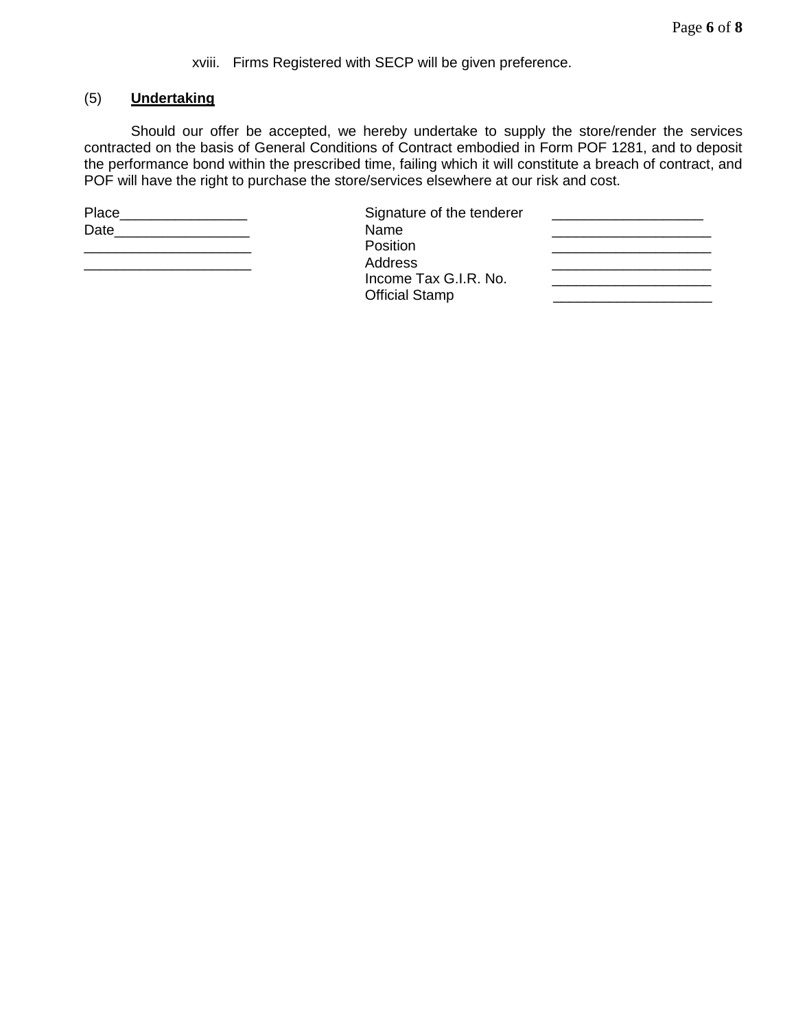xviii. Firms Registered with SECP will be given preference.

(5) **Undertaking**

Should our offer be accepted, we hereby undertake to supply the store/render the services contracted on the basis of General Conditions of Contract embodied in Form POF 1281, and to deposit the performance bond within the prescribed time, failing which it will constitute a breach of contract, and POF will have the right to purchase the store/services elsewhere at our risk and cost.

| | | |
|---|---|---|
| Place________________ | Signature of the tenderer | ___________________ |
| Date_________________ | Name | ____________________ |
| _____________________ | Position | ____________________ |
| _____________________ | Address | ____________________ |
| | Income Tax G.I.R. No. | ____________________ |
| | Official Stamp | ____________________ |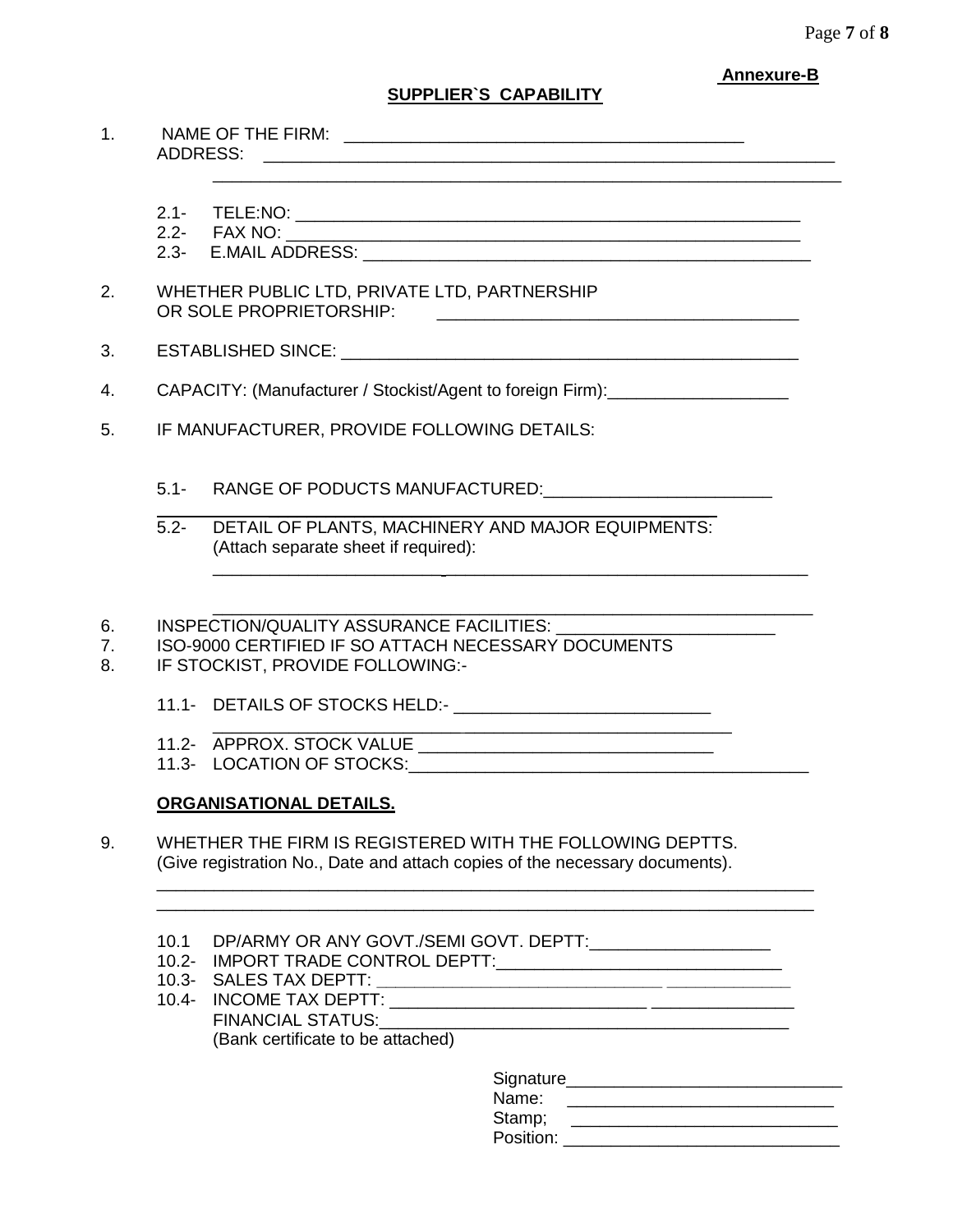**Annexure-B**

**SUPPLIER`S CAPABILITY**

1. NAME OF THE FIRM: ___________________________________________
   ADDRESS: ___________________________________________________________
   ___________________________________________________________

   2.1- TELE:NO: _______________________________________________________
   2.2- FAX NO: ________________________________________________________
   2.3- E.MAIL ADDRESS: ________________________________________________

2. WHETHER PUBLIC LTD, PRIVATE LTD, PARTNERSHIP OR SOLE PROPRIETORSHIP: ______________________________________

3. ESTABLISHED SINCE: ___________________________________________________

4. CAPACITY: (Manufacturer / Stockist/Agent to foreign Firm):___________________

5. IF MANUFACTURER, PROVIDE FOLLOWING DETAILS:

   5.1- RANGE OF PODUCTS MANUFACTURED:________________________

   5.2- DETAIL OF PLANTS, MACHINERY AND MAJOR EQUIPMENTS: (Attach separate sheet if required):
   ___________________________________________________________
   ___________________________________________________________

6. INSPECTION/QUALITY ASSURANCE FACILITIES: ________________________

7. ISO-9000 CERTIFIED IF SO ATTACH NECESSARY DOCUMENTS

8. IF STOCKIST, PROVIDE FOLLOWING:-

   11.1- DETAILS OF STOCKS HELD:- ___________________________
   ___________________________________________________________
   11.2- APPROX. STOCK VALUE _______________________________
   11.3- LOCATION OF STOCKS:_________________________________________

**ORGANISATIONAL DETAILS.**

9. WHETHER THE FIRM IS REGISTERED WITH THE FOLLOWING DEPTTS. (Give registration No., Date and attach copies of the necessary documents).
   ___________________________________________________________________________
   ___________________________________________________________________________

   10.1 DP/ARMY OR ANY GOVT./SEMI GOVT. DEPTT:___________________
   10.2- IMPORT TRADE CONTROL DEPTT:______________________________
   10.3- SALES TAX DEPTT: ______________________________ _____________
   10.4- INCOME TAX DEPTT: ___________________________ _______________
   FINANCIAL STATUS:____________________________________________
   (Bank certificate to be attached)

Signature____________________________
Name: ____________________________
Stamp; ____________________________
Position: ____________________________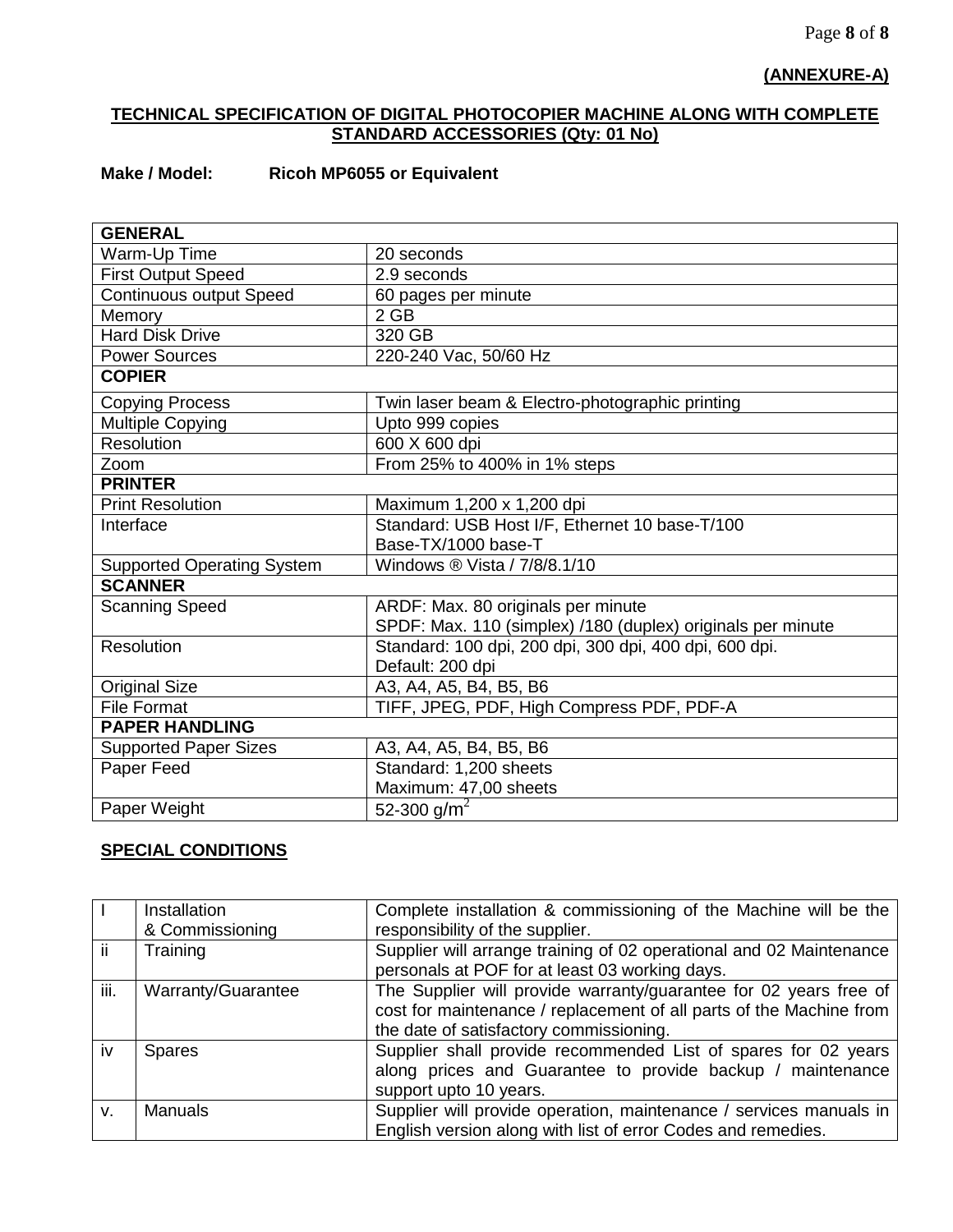**(ANNEXURE-A)**

**TECHNICAL SPECIFICATION OF DIGITAL PHOTOCOPIER MACHINE ALONG WITH COMPLETE STANDARD ACCESSORIES (Qty: 01 No)**

**Make / Model: Ricoh MP6055 or Equivalent**

| | |
|---|---|
| **GENERAL** | |
| Warm-Up Time | 20 seconds |
| First Output Speed | 2.9 seconds |
| Continuous output Speed | 60 pages per minute |
| Memory | 2 GB |
| Hard Disk Drive | 320 GB |
| Power Sources | 220-240 Vac, 50/60 Hz |
| **COPIER** | |
| Copying Process | Twin laser beam & Electro-photographic printing |
| Multiple Copying | Upto 999 copies |
| Resolution | 600 X 600 dpi |
| Zoom | From 25% to 400% in 1% steps |
| **PRINTER** | |
| Print Resolution | Maximum 1,200 x 1,200 dpi |
| Interface | Standard: USB Host I/F, Ethernet 10 base-T/100 Base-TX/1000 base-T |
| Supported Operating System | Windows ® Vista / 7/8/8.1/10 |
| **SCANNER** | |
| Scanning Speed | ARDF: Max. 80 originals per minute<br>SPDF: Max. 110 (simplex) /180 (duplex) originals per minute |
| Resolution | Standard: 100 dpi, 200 dpi, 300 dpi, 400 dpi, 600 dpi.<br>Default: 200 dpi |
| Original Size | A3, A4, A5, B4, B5, B6 |
| File Format | TIFF, JPEG, PDF, High Compress PDF, PDF-A |
| **PAPER HANDLING** | |
| Supported Paper Sizes | A3, A4, A5, B4, B5, B6 |
| Paper Feed | Standard: 1,200 sheets<br>Maximum: 47,00 sheets |
| Paper Weight | 52-300 g/$m^2$ |

**SPECIAL CONDITIONS**

| | | |
|---|---|---|
| I | Installation & Commissioning | Complete installation & commissioning of the Machine will be the responsibility of the supplier. |
| ii | Training | Supplier will arrange training of 02 operational and 02 Maintenance personals at POF for at least 03 working days. |
| iii. | Warranty/Guarantee | The Supplier will provide warranty/guarantee for 02 years free of cost for maintenance / replacement of all parts of the Machine from the date of satisfactory commissioning. |
| iv | Spares | Supplier shall provide recommended List of spares for 02 years along prices and Guarantee to provide backup / maintenance support upto 10 years. |
| v. | Manuals | Supplier will provide operation, maintenance / services manuals in English version along with list of error Codes and remedies. |